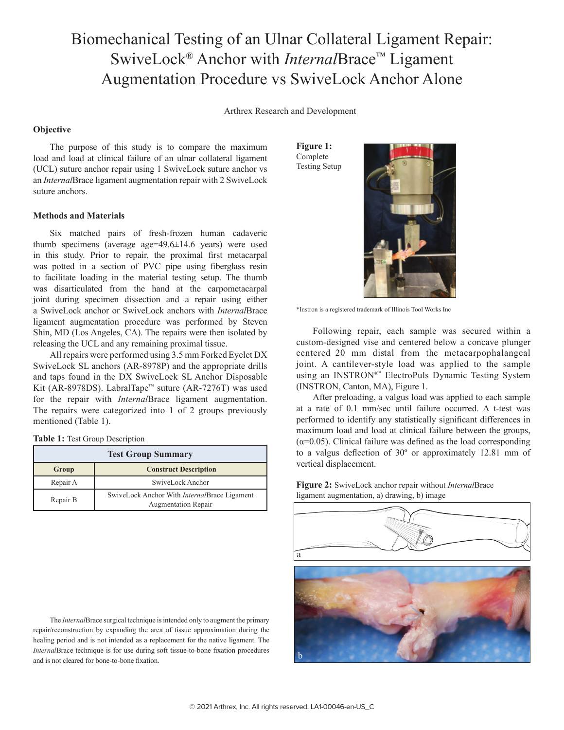# Biomechanical Testing of an Ulnar Collateral Ligament Repair: SwiveLock® Anchor with *Internal*Brace™ Ligament Augmentation Procedure vs SwiveLock Anchor Alone

Arthrex Research and Development

## Objective

The purpose of this study is to compare the maximum load and load at clinical failure of an ulnar collateral ligament (UCL) suture anchor repair using 1 SwiveLock suture anchor vs an *Internal*Brace ligament augmentation repair with 2 SwiveLock suture anchors.

## Methods and Materials

Six matched pairs of fresh-frozen human cadaveric thumb specimens (average age=49.6±14.6 years) were used in this study. Prior to repair, the proximal first metacarpal was potted in a section of PVC pipe using fiberglass resin to facilitate loading in the material testing setup. The thumb was disarticulated from the hand at the carpometacarpal joint during specimen dissection and a repair using either a SwiveLock anchor or SwiveLock anchors with *Internal*Brace ligament augmentation procedure was performed by Steven Shin, MD (Los Angeles, CA). The repairs were then isolated by releasing the UCL and any remaining proximal tissue.

All repairs were performed using 3.5 mm Forked Eyelet DX SwiveLock SL anchors (AR-8978P) and the appropriate drills and taps found in the DX SwiveLock SL Anchor Disposable Kit (AR-8978DS). LabralTape™ suture (AR-7276T) was used for the repair with *Internal*Brace ligament augmentation. The repairs were categorized into 1 of 2 groups previously mentioned (Table 1).

**Table 1:** Test Group Description

| Test Group Summary | |
|---|---|
| **Group** | **Construct Description** |
| Repair A | SwiveLock Anchor |
| Repair B | SwiveLock Anchor With *Internal*Brace Ligament Augmentation Repair |

**Figure 1:** Complete Testing Setup

*Instron is a registered trademark of Illinois Tool Works Inc

Following repair, each sample was secured within a custom-designed vise and centered below a concave plunger centered 20 mm distal from the metacarpophalangeal joint. A cantilever-style load was applied to the sample using an INSTRON®* ElectroPuls Dynamic Testing System (INSTRON, Canton, MA), Figure 1.

After preloading, a valgus load was applied to each sample at a rate of 0.1 mm/sec until failure occurred. A t-test was performed to identify any statistically significant differences in maximum load and load at clinical failure between the groups, ($\alpha$=0.05). Clinical failure was defined as the load corresponding to a valgus deflection of 30º or approximately 12.81 mm of vertical displacement.

**Figure 2:** SwiveLock anchor repair without *Internal*Brace ligament augmentation, a) drawing, b) image

The *Internal*Brace surgical technique is intended only to augment the primary repair/reconstruction by expanding the area of tissue approximation during the healing period and is not intended as a replacement for the native ligament. The *Internal*Brace technique is for use during soft tissue-to-bone fixation procedures and is not cleared for bone-to-bone fixation.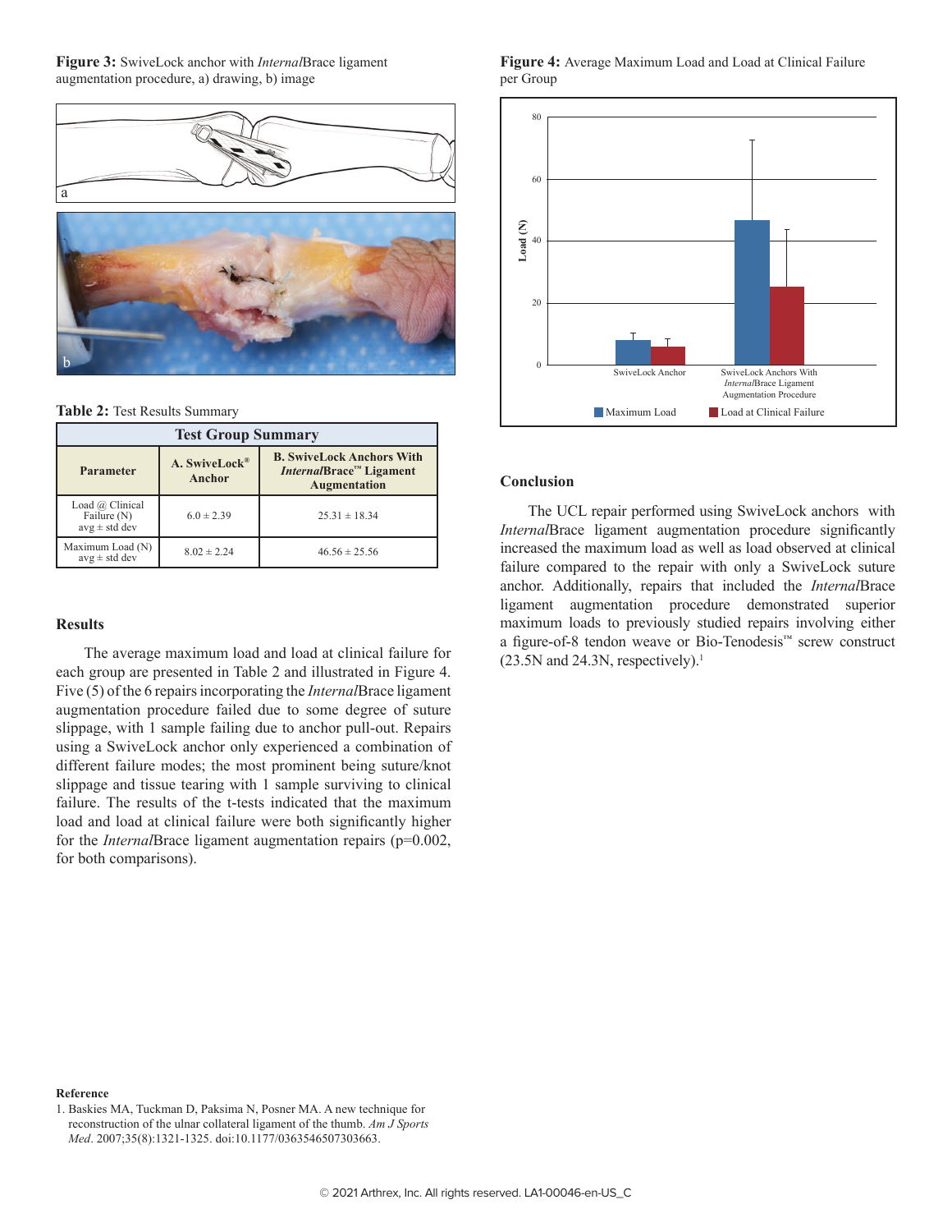**Figure 3:** SwiveLock anchor with *Internal*Brace ligament augmentation procedure, a) drawing, b) image

a

b

**Table 2:** Test Results Summary

| Test Group Summary | | |
|---|---|---|
| **Parameter** | **A. SwiveLock® Anchor** | **B. SwiveLock Anchors With *Internal*Brace™ Ligament Augmentation** |
| Load @ Clinical Failure (N) avg ± std dev | 6.0 ± 2.39 | 25.31 ± 18.34 |
| Maximum Load (N) avg ± std dev | 8.02 ± 2.24 | 46.56 ± 25.56 |

## Results

The average maximum load and load at clinical failure for each group are presented in Table 2 and illustrated in Figure 4. Five (5) of the 6 repairs incorporating the *Internal*Brace ligament augmentation procedure failed due to some degree of suture slippage, with 1 sample failing due to anchor pull-out. Repairs using a SwiveLock anchor only experienced a combination of different failure modes; the most prominent being suture/knot slippage and tissue tearing with 1 sample surviving to clinical failure. The results of the t-tests indicated that the maximum load and load at clinical failure were both significantly higher for the *Internal*Brace ligament augmentation repairs ($p=0.002$, for both comparisons).

**Figure 4:** Average Maximum Load and Load at Clinical Failure per Group

Load (N)
80
60
40
20
0
SwiveLock Anchor
SwiveLock Anchors With *Internal*Brace Ligament Augmentation Procedure
Maximum Load
Load at Clinical Failure

## Conclusion

The UCL repair performed using SwiveLock anchors with *Internal*Brace ligament augmentation procedure significantly increased the maximum load as well as load observed at clinical failure compared to the repair with only a SwiveLock suture anchor. Additionally, repairs that included the *Internal*Brace ligament augmentation procedure demonstrated superior maximum loads to previously studied repairs involving either a figure-of-8 tendon weave or Bio-Tenodesis™ screw construct (23.5N and 24.3N, respectively).[1]

**Reference**

1. Baskies MA, Tuckman D, Paksima N, Posner MA. A new technique for reconstruction of the ulnar collateral ligament of the thumb. *Am J Sports Med*. 2007;35(8):1321-1325. doi:10.1177/0363546507303663.

© 2021 Arthrex, Inc. All rights reserved. LA1-00046-en-US_C